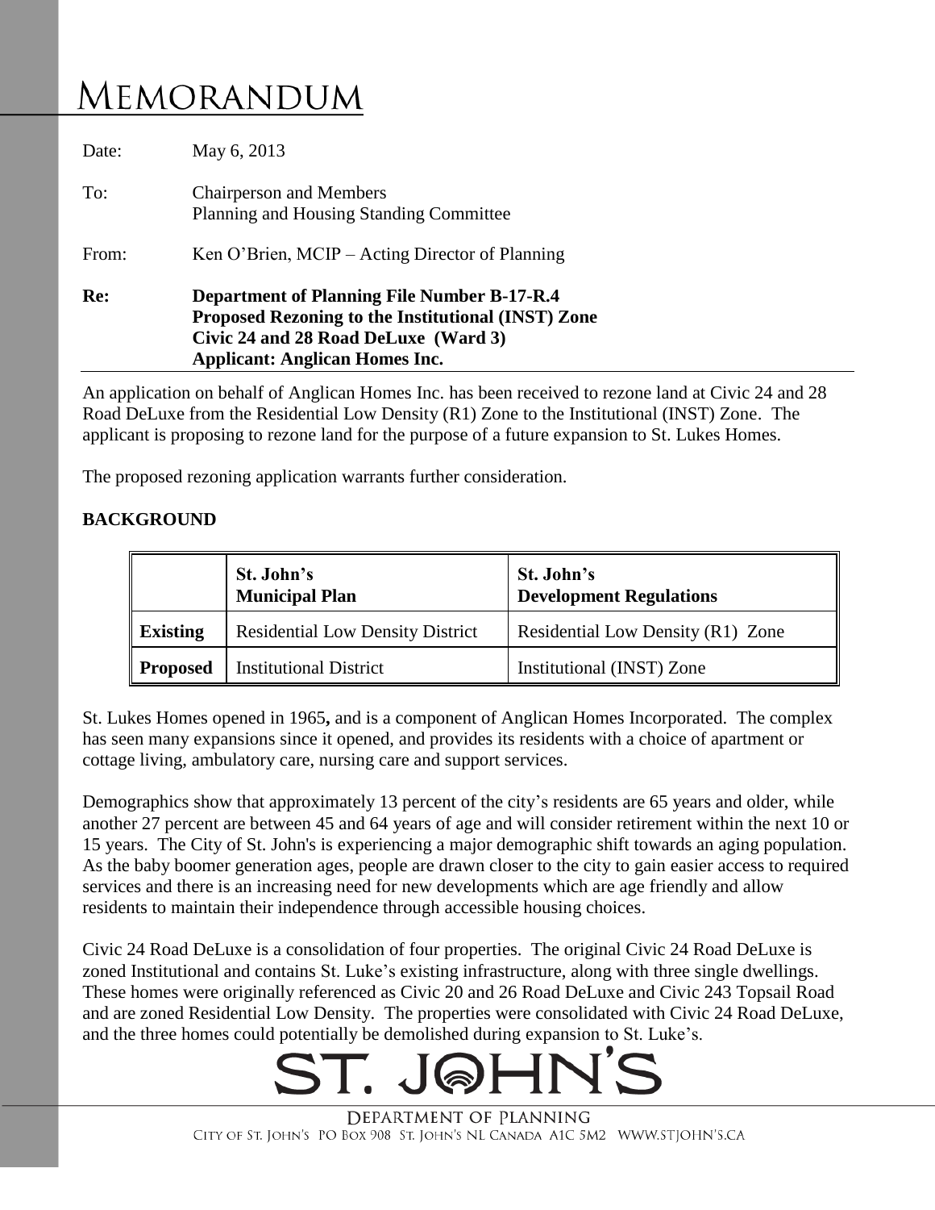# Memorandum

Date: May 6, 2013

To: Chairperson and Members
Planning and Housing Standing Committee

From: Ken O'Brien, MCIP – Acting Director of Planning

**Re: Department of Planning File Number B-17-R.4**
**Proposed Rezoning to the Institutional (INST) Zone**
**Civic 24 and 28 Road DeLuxe (Ward 3)**
**Applicant: Anglican Homes Inc.**

An application on behalf of Anglican Homes Inc. has been received to rezone land at Civic 24 and 28 Road DeLuxe from the Residential Low Density (R1) Zone to the Institutional (INST) Zone. The applicant is proposing to rezone land for the purpose of a future expansion to St. Lukes Homes.

The proposed rezoning application warrants further consideration.

## BACKGROUND

| | St. John's Municipal Plan | St. John's Development Regulations |
|---|---|---|
| **Existing** | Residential Low Density District | Residential Low Density (R1) Zone |
| **Proposed** | Institutional District | Institutional (INST) Zone |

St. Lukes Homes opened in 1965**,** and is a component of Anglican Homes Incorporated. The complex has seen many expansions since it opened, and provides its residents with a choice of apartment or cottage living, ambulatory care, nursing care and support services.

Demographics show that approximately 13 percent of the city's residents are 65 years and older, while another 27 percent are between 45 and 64 years of age and will consider retirement within the next 10 or 15 years. The City of St. John's is experiencing a major demographic shift towards an aging population. As the baby boomer generation ages, people are drawn closer to the city to gain easier access to required services and there is an increasing need for new developments which are age friendly and allow residents to maintain their independence through accessible housing choices.

Civic 24 Road DeLuxe is a consolidation of four properties. The original Civic 24 Road DeLuxe is zoned Institutional and contains St. Luke's existing infrastructure, along with three single dwellings. These homes were originally referenced as Civic 20 and 26 Road DeLuxe and Civic 243 Topsail Road and are zoned Residential Low Density. The properties were consolidated with Civic 24 Road DeLuxe, and the three homes could potentially be demolished during expansion to St. Luke's.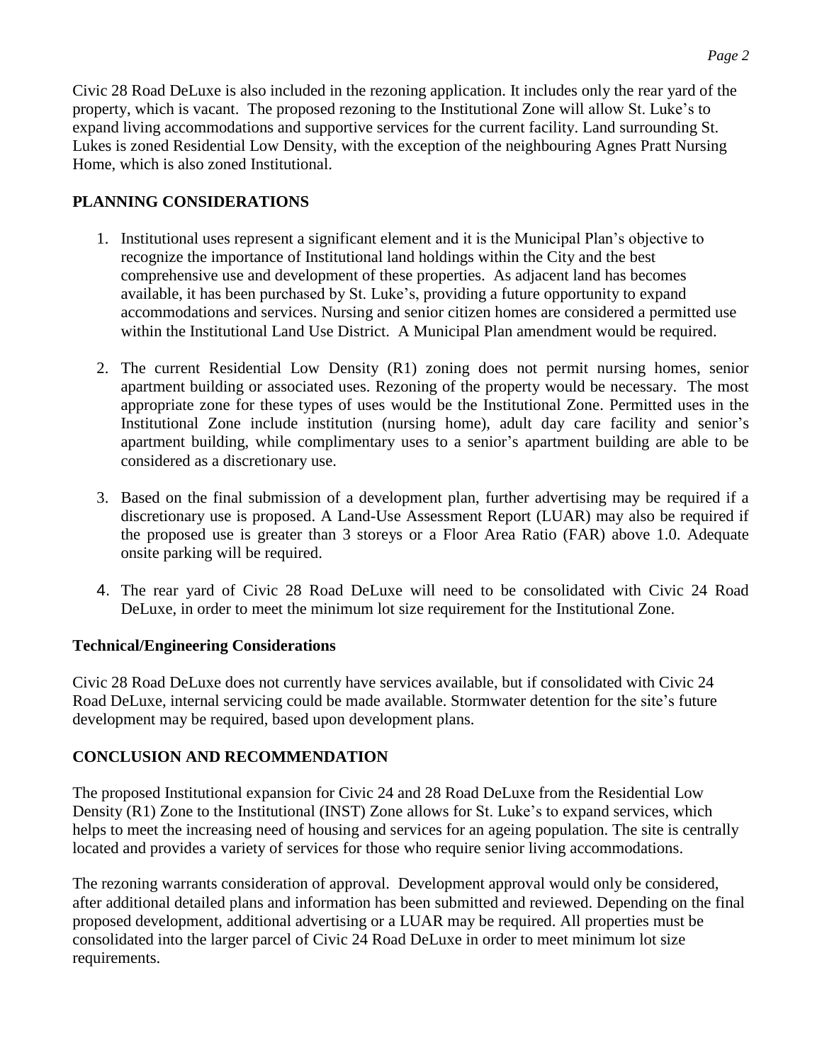Civic 28 Road DeLuxe is also included in the rezoning application. It includes only the rear yard of the property, which is vacant. The proposed rezoning to the Institutional Zone will allow St. Luke's to expand living accommodations and supportive services for the current facility. Land surrounding St. Lukes is zoned Residential Low Density, with the exception of the neighbouring Agnes Pratt Nursing Home, which is also zoned Institutional.

## PLANNING CONSIDERATIONS

1. Institutional uses represent a significant element and it is the Municipal Plan's objective to recognize the importance of Institutional land holdings within the City and the best comprehensive use and development of these properties. As adjacent land has becomes available, it has been purchased by St. Luke's, providing a future opportunity to expand accommodations and services. Nursing and senior citizen homes are considered a permitted use within the Institutional Land Use District. A Municipal Plan amendment would be required.

2. The current Residential Low Density (R1) zoning does not permit nursing homes, senior apartment building or associated uses. Rezoning of the property would be necessary. The most appropriate zone for these types of uses would be the Institutional Zone. Permitted uses in the Institutional Zone include institution (nursing home), adult day care facility and senior's apartment building, while complimentary uses to a senior's apartment building are able to be considered as a discretionary use.

3. Based on the final submission of a development plan, further advertising may be required if a discretionary use is proposed. A Land-Use Assessment Report (LUAR) may also be required if the proposed use is greater than 3 storeys or a Floor Area Ratio (FAR) above 1.0. Adequate onsite parking will be required.

4. The rear yard of Civic 28 Road DeLuxe will need to be consolidated with Civic 24 Road DeLuxe, in order to meet the minimum lot size requirement for the Institutional Zone.

## Technical/Engineering Considerations

Civic 28 Road DeLuxe does not currently have services available, but if consolidated with Civic 24 Road DeLuxe, internal servicing could be made available. Stormwater detention for the site's future development may be required, based upon development plans.

## CONCLUSION AND RECOMMENDATION

The proposed Institutional expansion for Civic 24 and 28 Road DeLuxe from the Residential Low Density (R1) Zone to the Institutional (INST) Zone allows for St. Luke's to expand services, which helps to meet the increasing need of housing and services for an ageing population. The site is centrally located and provides a variety of services for those who require senior living accommodations.

The rezoning warrants consideration of approval. Development approval would only be considered, after additional detailed plans and information has been submitted and reviewed. Depending on the final proposed development, additional advertising or a LUAR may be required. All properties must be consolidated into the larger parcel of Civic 24 Road DeLuxe in order to meet minimum lot size requirements.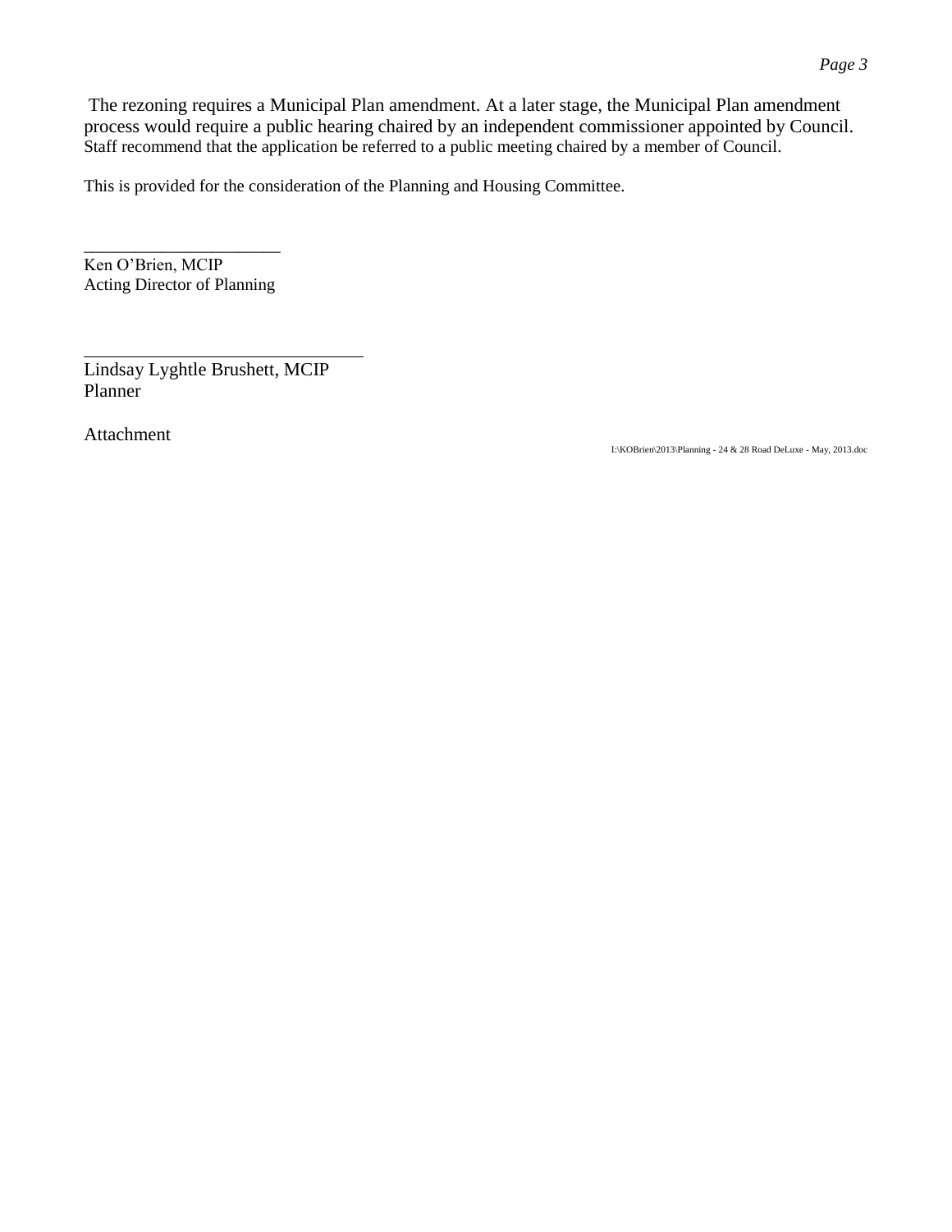The rezoning requires a Municipal Plan amendment. At a later stage, the Municipal Plan amendment process would require a public hearing chaired by an independent commissioner appointed by Council. Staff recommend that the application be referred to a public meeting chaired by a member of Council.

This is provided for the consideration of the Planning and Housing Committee.

______________________
Ken O'Brien, MCIP
Acting Director of Planning

______________________________
Lindsay Lyghtle Brushett, MCIP
Planner

Attachment

I:\KOBrien\2013\Planning - 24 & 28 Road DeLuxe - May, 2013.doc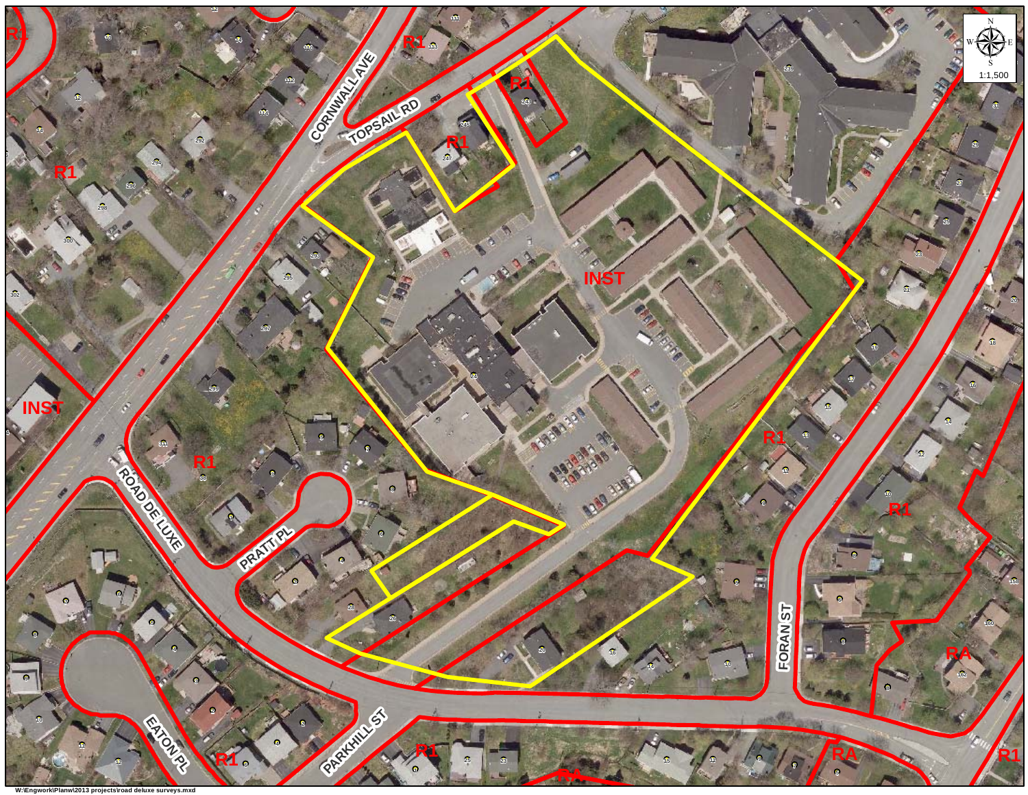1:1,500

R1

R1

INST

INST

R1

R1

R1

R1

RA

RA

R1

R1

R1

CORNWALL AVE

TOPSAIL RD

ROAD DE LUXE

PRATT PL

EATON PL

PARKHILL ST

FORAN ST

W:\Engwork\Planw\2013 projects\road deluxe surveys.mxd